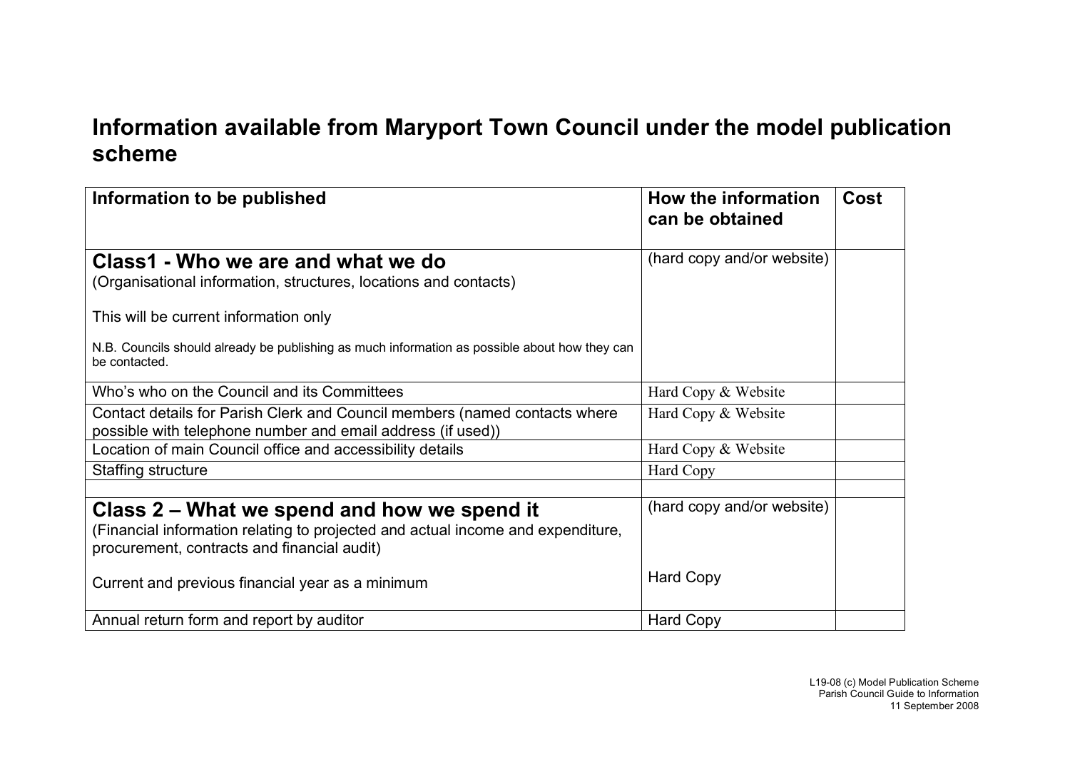# Information available from Maryport Town Council under the model publication scheme

| Information to be published | How the information can be obtained | Cost |
|---|---|---|
| **Class1 - Who we are and what we do**<br>(Organisational information, structures, locations and contacts)<br><br>This will be current information only<br><br>N.B. Councils should already be publishing as much information as possible about how they can be contacted. | (hard copy and/or website) | |
| Who's who on the Council and its Committees | Hard Copy & Website | |
| Contact details for Parish Clerk and Council members (named contacts where possible with telephone number and email address (if used)) | Hard Copy & Website | |
| Location of main Council office and accessibility details | Hard Copy & Website | |
| Staffing structure | Hard Copy | |
| | | |
| **Class 2 – What we spend and how we spend it**<br>(Financial information relating to projected and actual income and expenditure, procurement, contracts and financial audit)<br><br>Current and previous financial year as a minimum | (hard copy and/or website)<br><br>Hard Copy | |
| Annual return form and report by auditor | Hard Copy | |

L19-08 (c) Model Publication Scheme
Parish Council Guide to Information
11 September 2008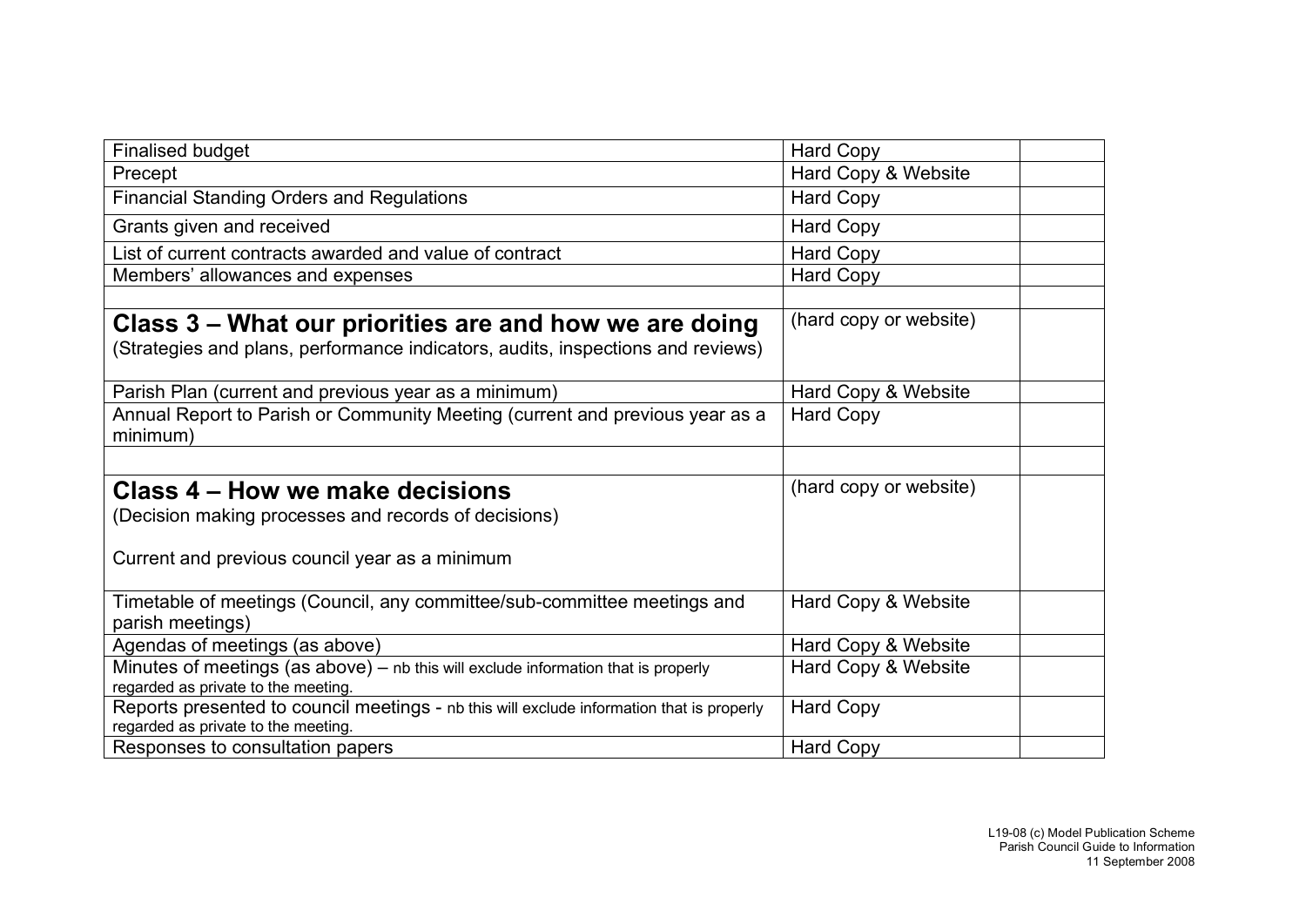| | | |
|---|---|---|
| Finalised budget | Hard Copy | |
| Precept | Hard Copy & Website | |
| Financial Standing Orders and Regulations | Hard Copy | |
| Grants given and received | Hard Copy | |
| List of current contracts awarded and value of contract | Hard Copy | |
| Members' allowances and expenses | Hard Copy | |
| | | |
| **Class 3 – What our priorities are and how we are doing** (Strategies and plans, performance indicators, audits, inspections and reviews) | (hard copy or website) | |
| Parish Plan (current and previous year as a minimum) | Hard Copy & Website | |
| Annual Report to Parish or Community Meeting (current and previous year as a minimum) | Hard Copy | |
| | | |
| **Class 4 – How we make decisions** (Decision making processes and records of decisions) Current and previous council year as a minimum | (hard copy or website) | |
| Timetable of meetings (Council, any committee/sub-committee meetings and parish meetings) | Hard Copy & Website | |
| Agendas of meetings (as above) | Hard Copy & Website | |
| Minutes of meetings (as above) – nb this will exclude information that is properly regarded as private to the meeting. | Hard Copy & Website | |
| Reports presented to council meetings - nb this will exclude information that is properly regarded as private to the meeting. | Hard Copy | |
| Responses to consultation papers | Hard Copy | |

L19-08 (c) Model Publication Scheme
Parish Council Guide to Information
11 September 2008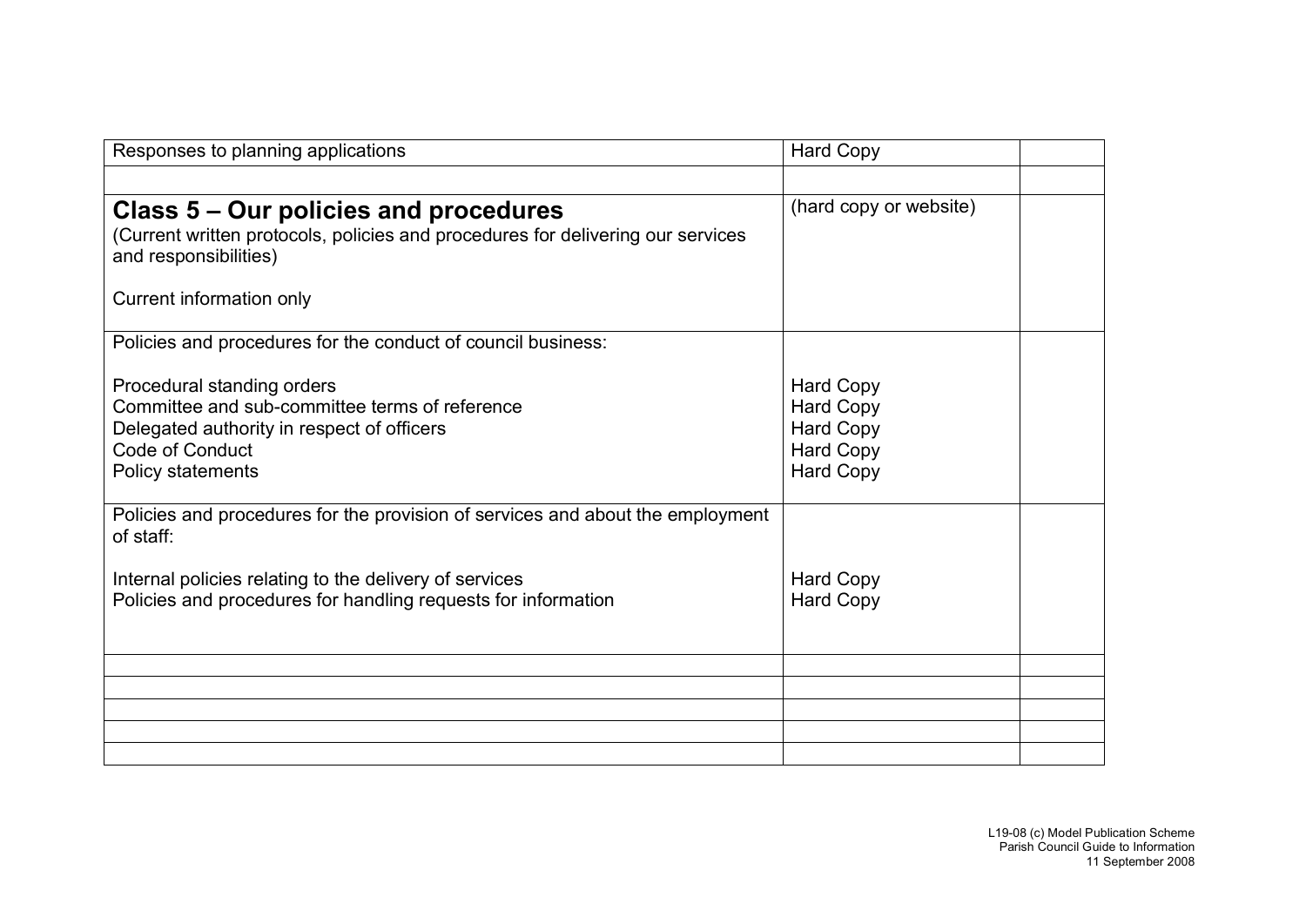| | | |
|---|---|---|
| Responses to planning applications | Hard Copy | |
| | | |
| **Class 5 – Our policies and procedures**<br>(Current written protocols, policies and procedures for delivering our services and responsibilities)<br><br>Current information only | (hard copy or website) | |
| Policies and procedures for the conduct of council business:<br><br>Procedural standing orders<br>Committee and sub-committee terms of reference<br>Delegated authority in respect of officers<br>Code of Conduct<br>Policy statements | <br><br>Hard Copy<br>Hard Copy<br>Hard Copy<br>Hard Copy<br>Hard Copy | |
| Policies and procedures for the provision of services and about the employment of staff:<br><br>Internal policies relating to the delivery of services<br>Policies and procedures for handling requests for information | <br><br>Hard Copy<br>Hard Copy | |
| | | |
| | | |
| | | |
| | | |
| | | |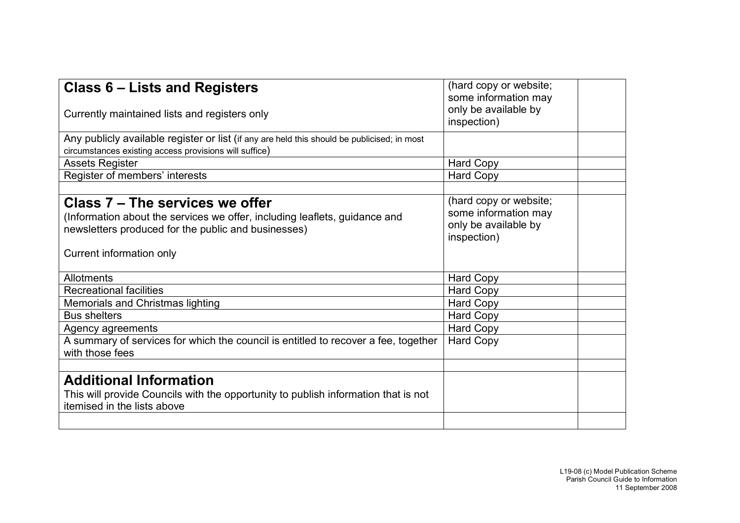| **Class 6 – Lists and Registers**<br><br>Currently maintained lists and registers only | (hard copy or website; some information may only be available by inspection) | |
|---|---|---|
| Any publicly available register or list (if any are held this should be publicised; in most circumstances existing access provisions will suffice) | | |
| Assets Register | Hard Copy | |
| Register of members' interests | Hard Copy | |
| | | |
| **Class 7 – The services we offer**<br>(Information about the services we offer, including leaflets, guidance and newsletters produced for the public and businesses)<br><br>Current information only | (hard copy or website; some information may only be available by inspection) | |
| Allotments | Hard Copy | |
| Recreational facilities | Hard Copy | |
| Memorials and Christmas lighting | Hard Copy | |
| Bus shelters | Hard Copy | |
| Agency agreements | Hard Copy | |
| A summary of services for which the council is entitled to recover a fee, together with those fees | Hard Copy | |
| | | |
| **Additional Information**<br>This will provide Councils with the opportunity to publish information that is not itemised in the lists above | | |
| | | |

L19-08 (c) Model Publication Scheme
Parish Council Guide to Information
11 September 2008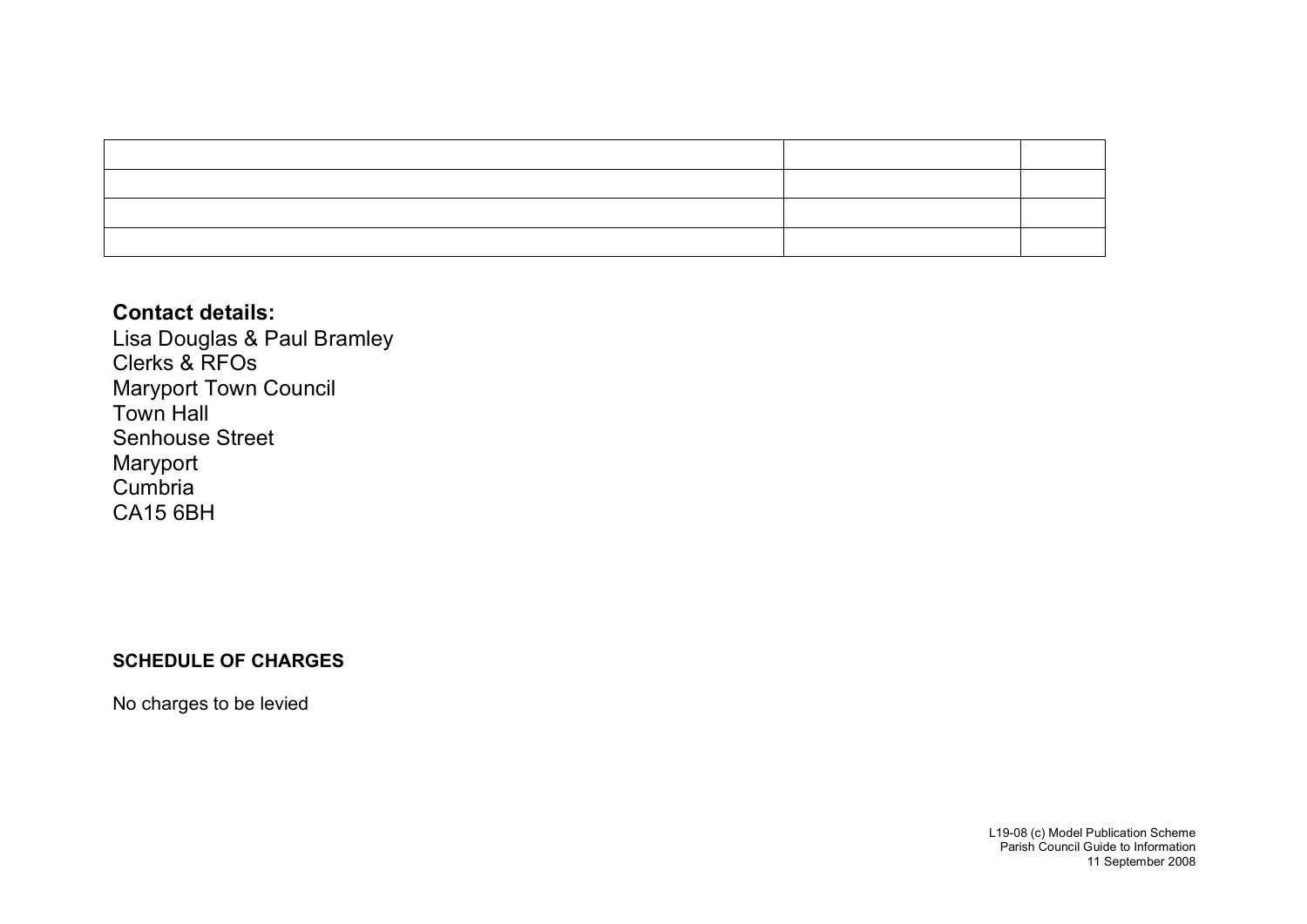| | | |
|---|---|---|
| | | |
| | | |
| | | |

**Contact details:**
Lisa Douglas & Paul Bramley
Clerks & RFOs
Maryport Town Council
Town Hall
Senhouse Street
Maryport
Cumbria
CA15 6BH

**SCHEDULE OF CHARGES**

No charges to be levied